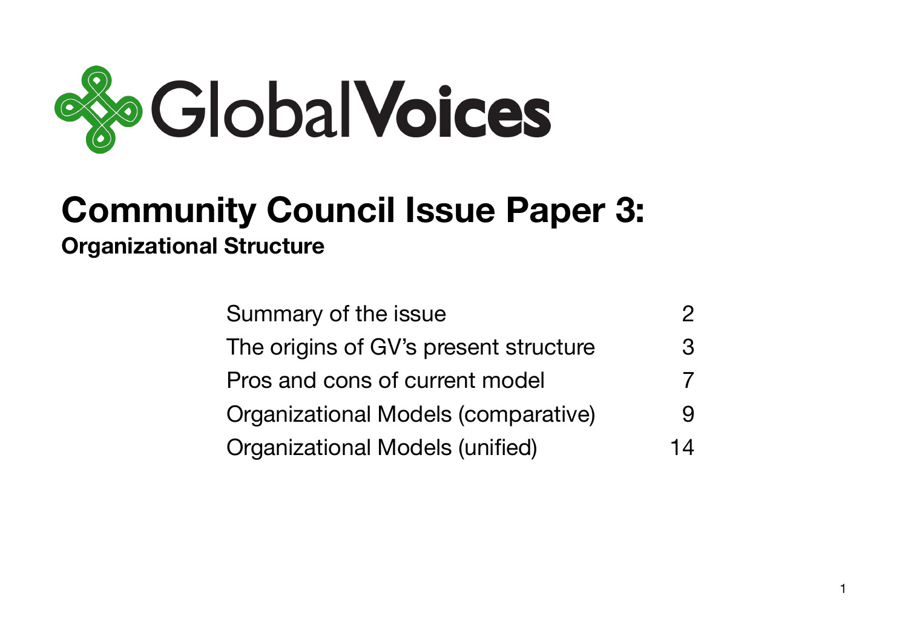GlobalVoices

# Community Council Issue Paper 3:

## Organizational Structure

| | |
|---|---|
| Summary of the issue | 2 |
| The origins of GV's present structure | 3 |
| Pros and cons of current model | 7 |
| Organizational Models (comparative) | 9 |
| Organizational Models (unified) | 14 |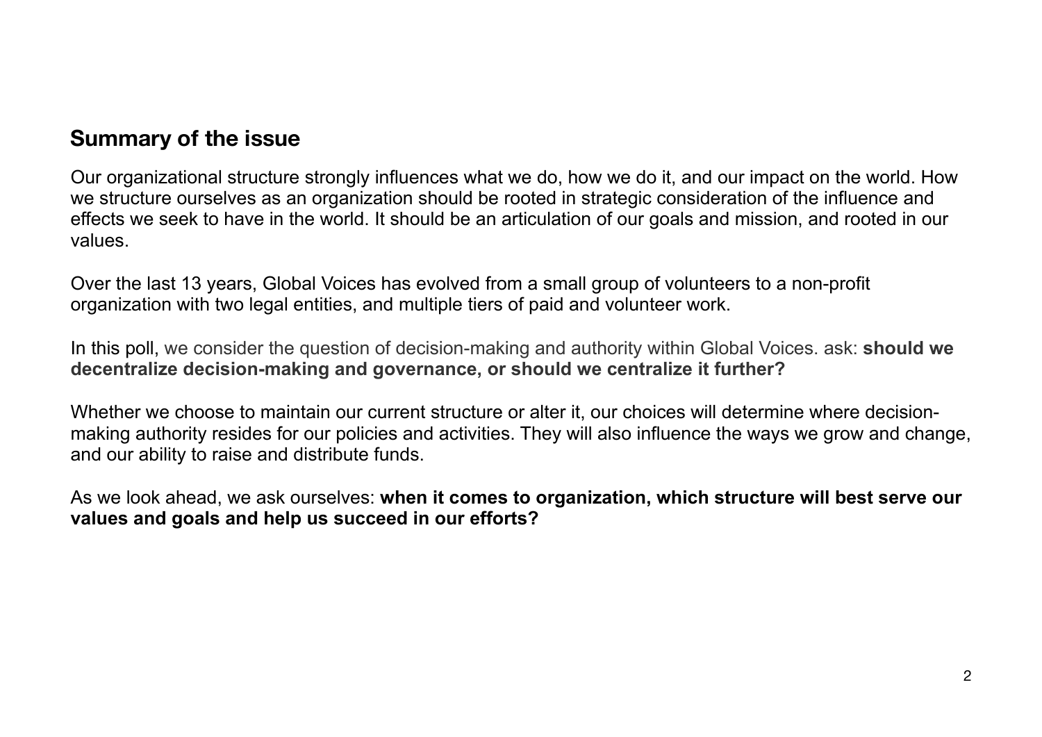## Summary of the issue

Our organizational structure strongly influences what we do, how we do it, and our impact on the world. How we structure ourselves as an organization should be rooted in strategic consideration of the influence and effects we seek to have in the world. It should be an articulation of our goals and mission, and rooted in our values.

Over the last 13 years, Global Voices has evolved from a small group of volunteers to a non-profit organization with two legal entities, and multiple tiers of paid and volunteer work.

In this poll, we consider the question of decision-making and authority within Global Voices. ask: **should we decentralize decision-making and governance, or should we centralize it further?**

Whether we choose to maintain our current structure or alter it, our choices will determine where decision-making authority resides for our policies and activities. They will also influence the ways we grow and change, and our ability to raise and distribute funds.

As we look ahead, we ask ourselves: **when it comes to organization, which structure will best serve our values and goals and help us succeed in our efforts?**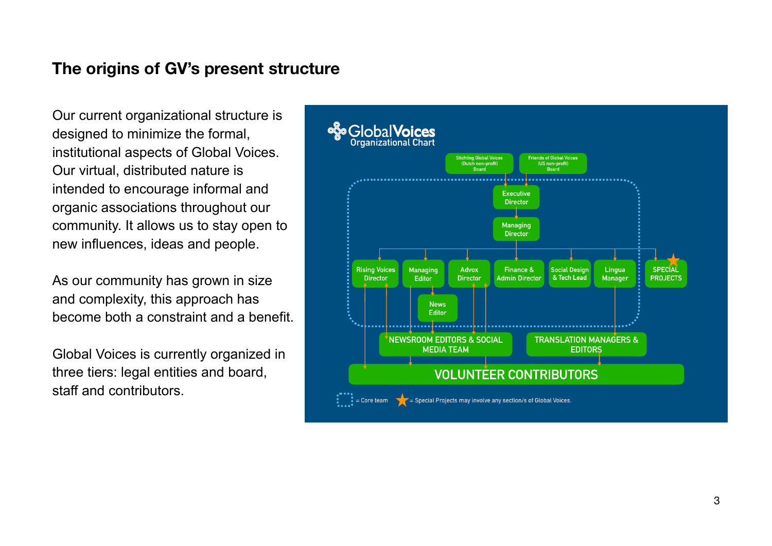## The origins of GV's present structure

Our current organizational structure is designed to minimize the formal, institutional aspects of Global Voices. Our virtual, distributed nature is intended to encourage informal and organic associations throughout our community. It allows us to stay open to new influences, ideas and people.

As our community has grown in size and complexity, this approach has become both a constraint and a benefit.

Global Voices is currently organized in three tiers: legal entities and board, staff and contributors.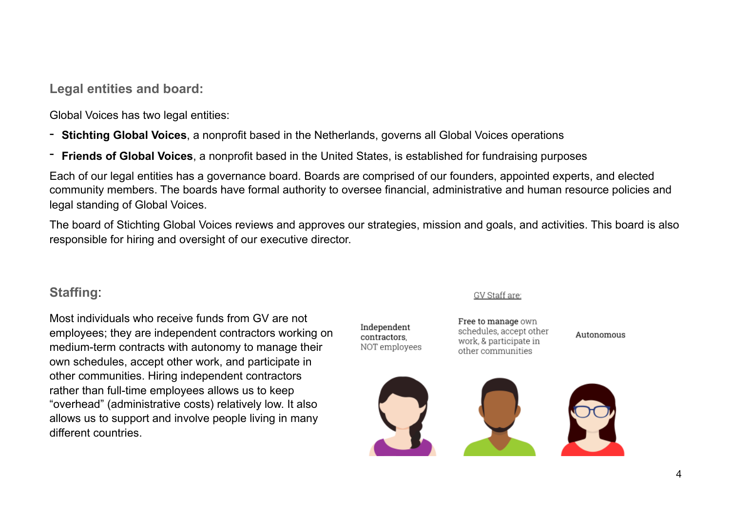## Legal entities and board:

Global Voices has two legal entities:

- **Stichting Global Voices**, a nonprofit based in the Netherlands, governs all Global Voices operations
- **Friends of Global Voices**, a nonprofit based in the United States, is established for fundraising purposes

Each of our legal entities has a governance board. Boards are comprised of our founders, appointed experts, and elected community members. The boards have formal authority to oversee financial, administrative and human resource policies and legal standing of Global Voices.

The board of Stichting Global Voices reviews and approves our strategies, mission and goals, and activities. This board is also responsible for hiring and oversight of our executive director.

## Staffing:

Most individuals who receive funds from GV are not employees; they are independent contractors working on medium-term contracts with autonomy to manage their own schedules, accept other work, and participate in other communities. Hiring independent contractors rather than full-time employees allows us to keep "overhead" (administrative costs) relatively low. It also allows us to support and involve people living in many different countries.

GV Staff are:

- **Independent contractors**, NOT employees
- **Free to manage** own schedules, accept other work, & participate in other communities
- **Autonomous**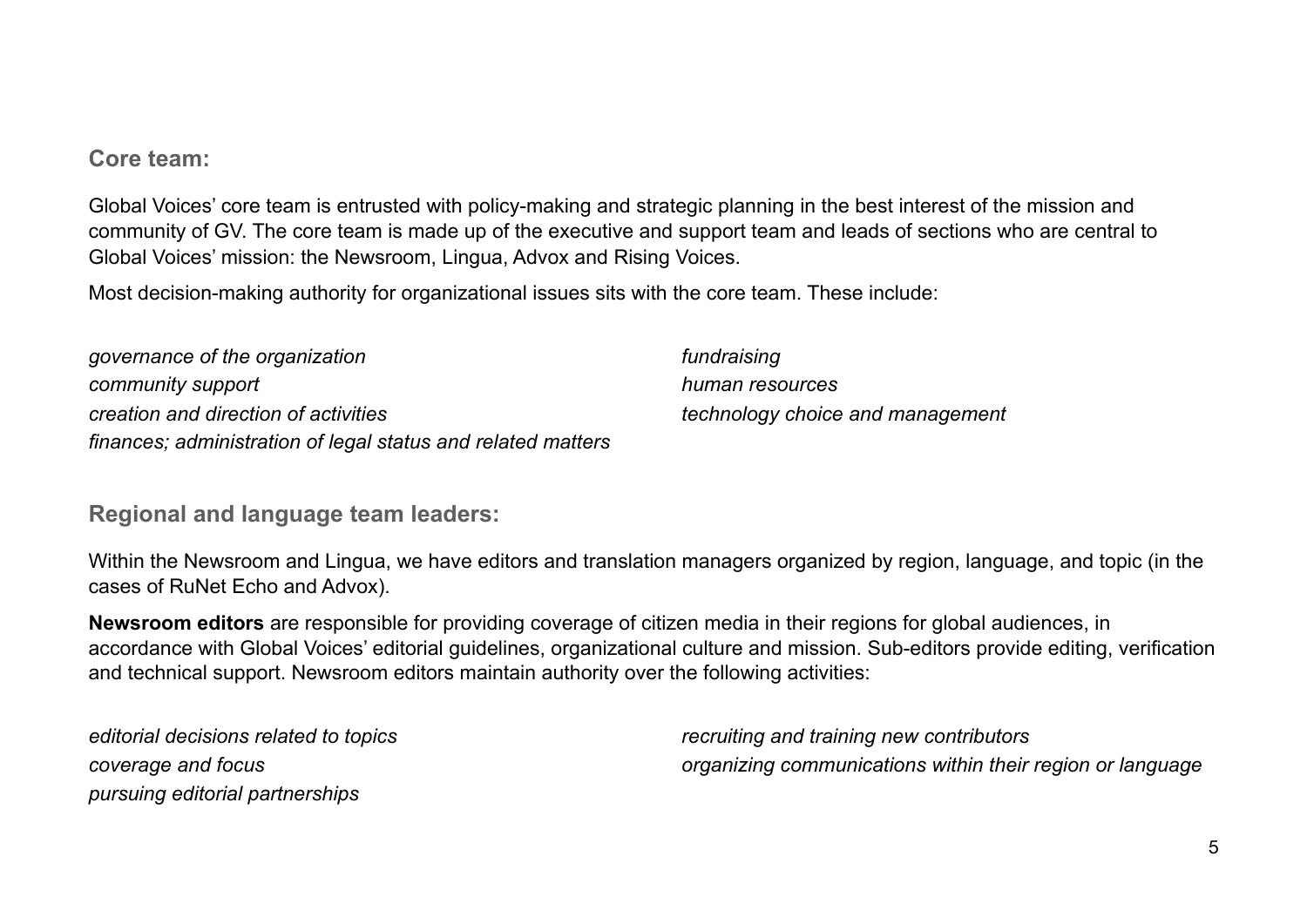## Core team:

Global Voices' core team is entrusted with policy-making and strategic planning in the best interest of the mission and community of GV. The core team is made up of the executive and support team and leads of sections who are central to Global Voices' mission: the Newsroom, Lingua, Advox and Rising Voices.

Most decision-making authority for organizational issues sits with the core team. These include:

*governance of the organization*
*community support*
*creation and direction of activities*
*finances; administration of legal status and related matters*
*fundraising*
*human resources*
*technology choice and management*

## Regional and language team leaders:

Within the Newsroom and Lingua, we have editors and translation managers organized by region, language, and topic (in the cases of RuNet Echo and Advox).

**Newsroom editors** are responsible for providing coverage of citizen media in their regions for global audiences, in accordance with Global Voices' editorial guidelines, organizational culture and mission. Sub-editors provide editing, verification and technical support. Newsroom editors maintain authority over the following activities:

*editorial decisions related to topics*
*coverage and focus*
*pursuing editorial partnerships*
*recruiting and training new contributors*
*organizing communications within their region or language*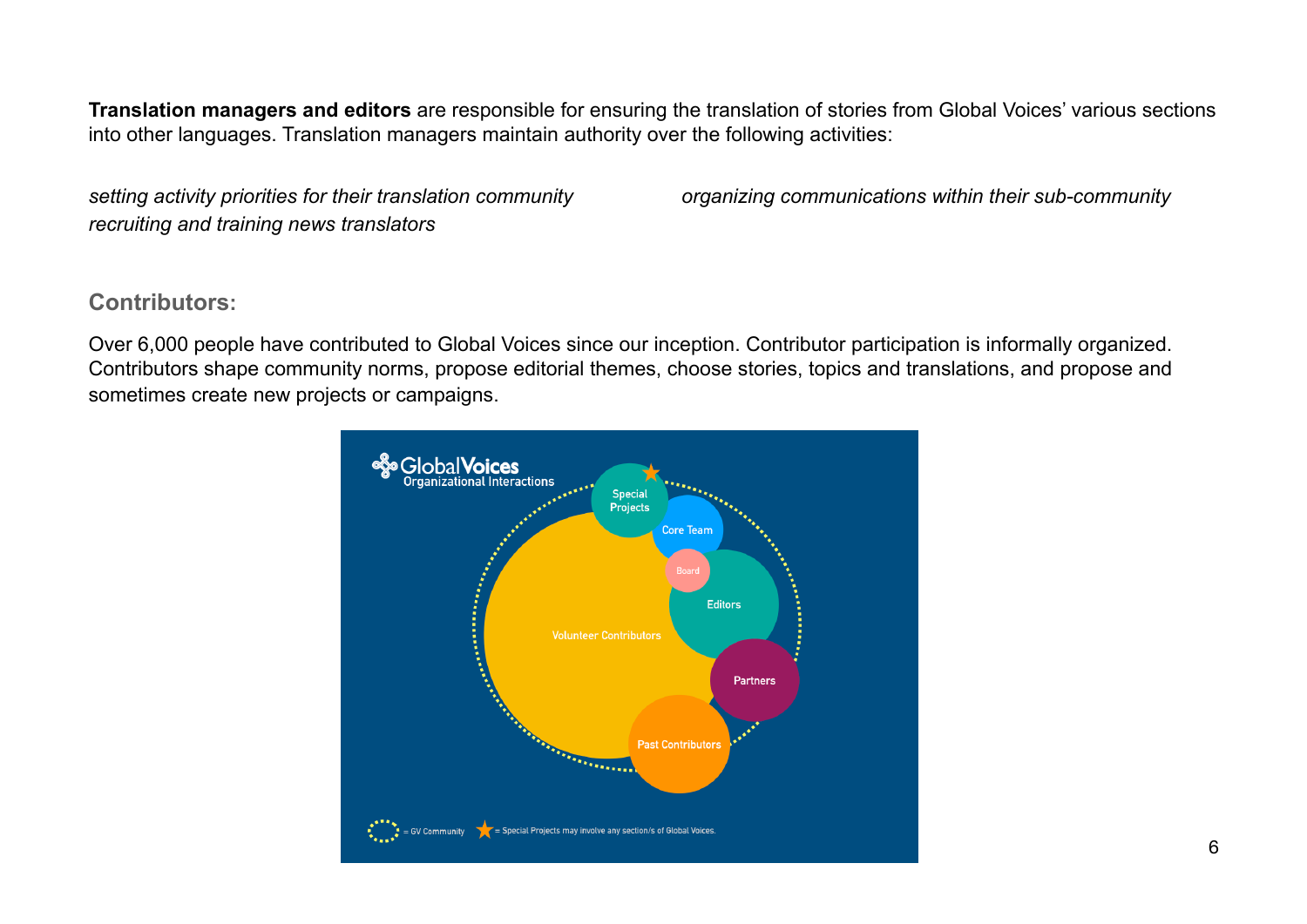**Translation managers and editors** are responsible for ensuring the translation of stories from Global Voices' various sections into other languages. Translation managers maintain authority over the following activities:

*setting activity priorities for their translation community*

*recruiting and training news translators*

*organizing communications within their sub-community*

## Contributors:

Over 6,000 people have contributed to Global Voices since our inception. Contributor participation is informally organized. Contributors shape community norms, propose editorial themes, choose stories, topics and translations, and propose and sometimes create new projects or campaigns.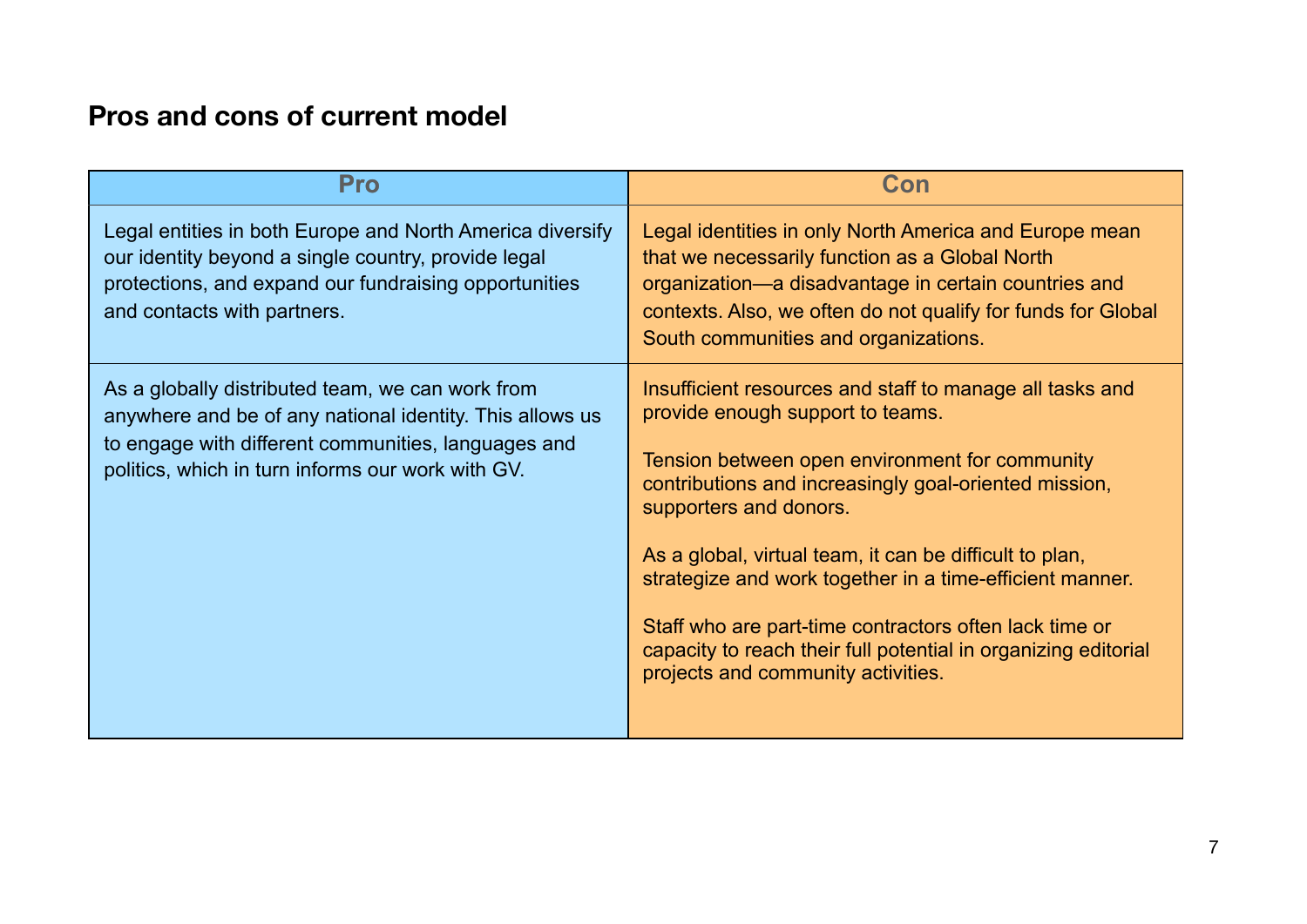## Pros and cons of current model

| Pro | Con |
|---|---|
| Legal entities in both Europe and North America diversify our identity beyond a single country, provide legal protections, and expand our fundraising opportunities and contacts with partners. | Legal identities in only North America and Europe mean that we necessarily function as a Global North organization—a disadvantage in certain countries and contexts. Also, we often do not qualify for funds for Global South communities and organizations. |
| As a globally distributed team, we can work from anywhere and be of any national identity. This allows us to engage with different communities, languages and politics, which in turn informs our work with GV. | Insufficient resources and staff to manage all tasks and provide enough support to teams.<br><br>Tension between open environment for community contributions and increasingly goal-oriented mission, supporters and donors.<br><br>As a global, virtual team, it can be difficult to plan, strategize and work together in a time-efficient manner.<br><br>Staff who are part-time contractors often lack time or capacity to reach their full potential in organizing editorial projects and community activities. |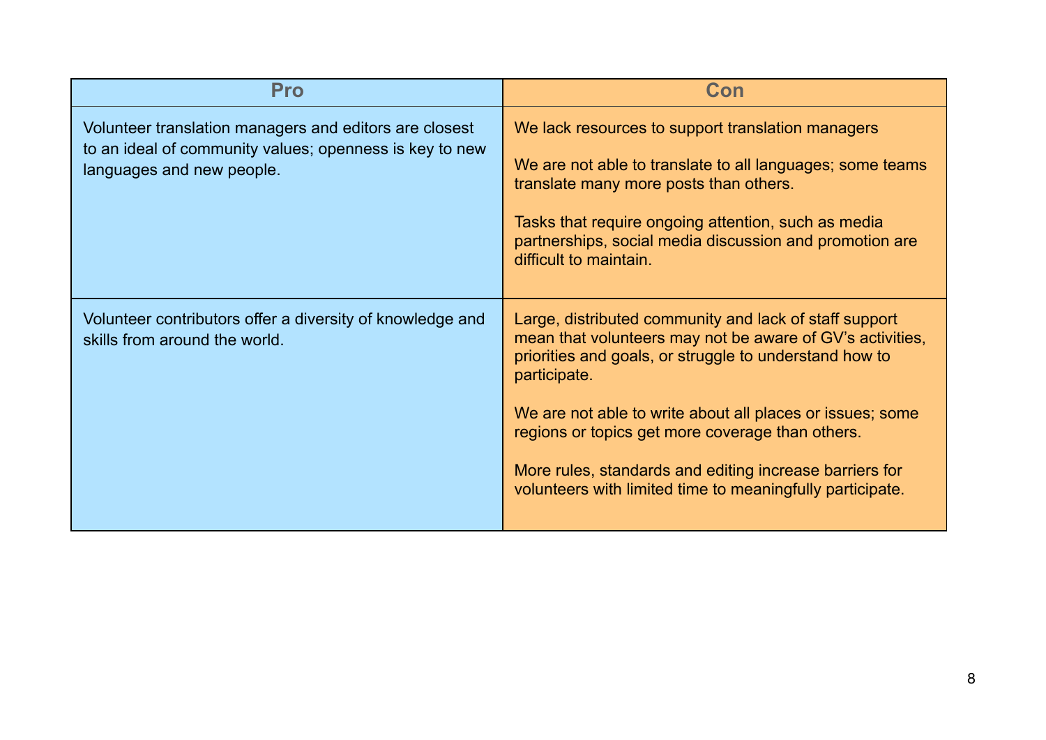| Pro | Con |
| --- | --- |
| Volunteer translation managers and editors are closest to an ideal of community values; openness is key to new languages and new people. | We lack resources to support translation managers<br><br>We are not able to translate to all languages; some teams translate many more posts than others.<br><br>Tasks that require ongoing attention, such as media partnerships, social media discussion and promotion are difficult to maintain. |
| Volunteer contributors offer a diversity of knowledge and skills from around the world. | Large, distributed community and lack of staff support mean that volunteers may not be aware of GV's activities, priorities and goals, or struggle to understand how to participate.<br><br>We are not able to write about all places or issues; some regions or topics get more coverage than others.<br><br>More rules, standards and editing increase barriers for volunteers with limited time to meaningfully participate. |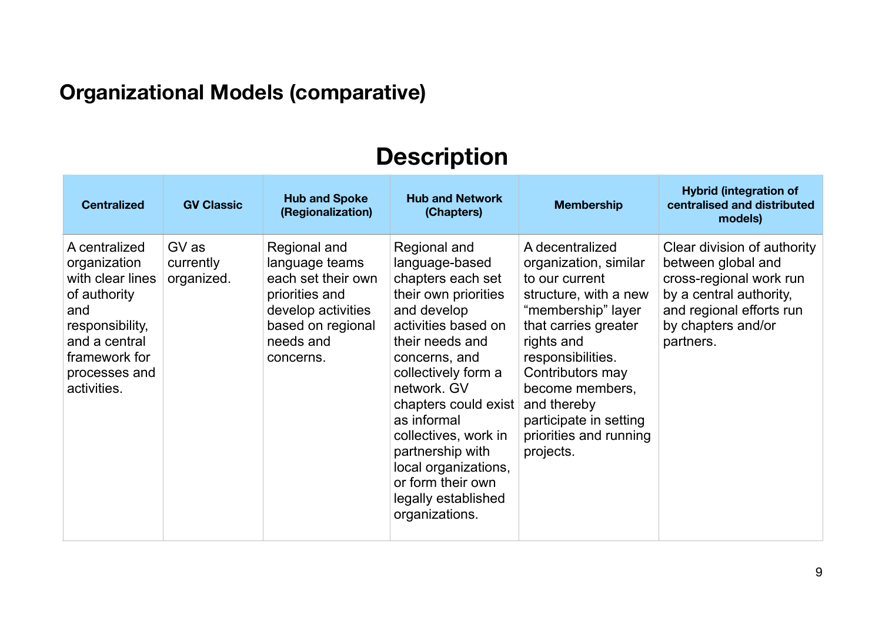# Organizational Models (comparative)

## Description

| Centralized | GV Classic | Hub and Spoke (Regionalization) | Hub and Network (Chapters) | Membership | Hybrid (integration of centralised and distributed models) |
|---|---|---|---|---|---|
| A centralized organization with clear lines of authority and responsibility, and a central framework for processes and activities. | GV as currently organized. | Regional and language teams each set their own priorities and develop activities based on regional needs and concerns. | Regional and language-based chapters each set their own priorities and develop activities based on their needs and concerns, and collectively form a network. GV chapters could exist as informal collectives, work in partnership with local organizations, or form their own legally established organizations. | A decentralized organization, similar to our current structure, with a new "membership" layer that carries greater rights and responsibilities. Contributors may become members, and thereby participate in setting priorities and running projects. | Clear division of authority between global and cross-regional work run by a central authority, and regional efforts run by chapters and/or partners. |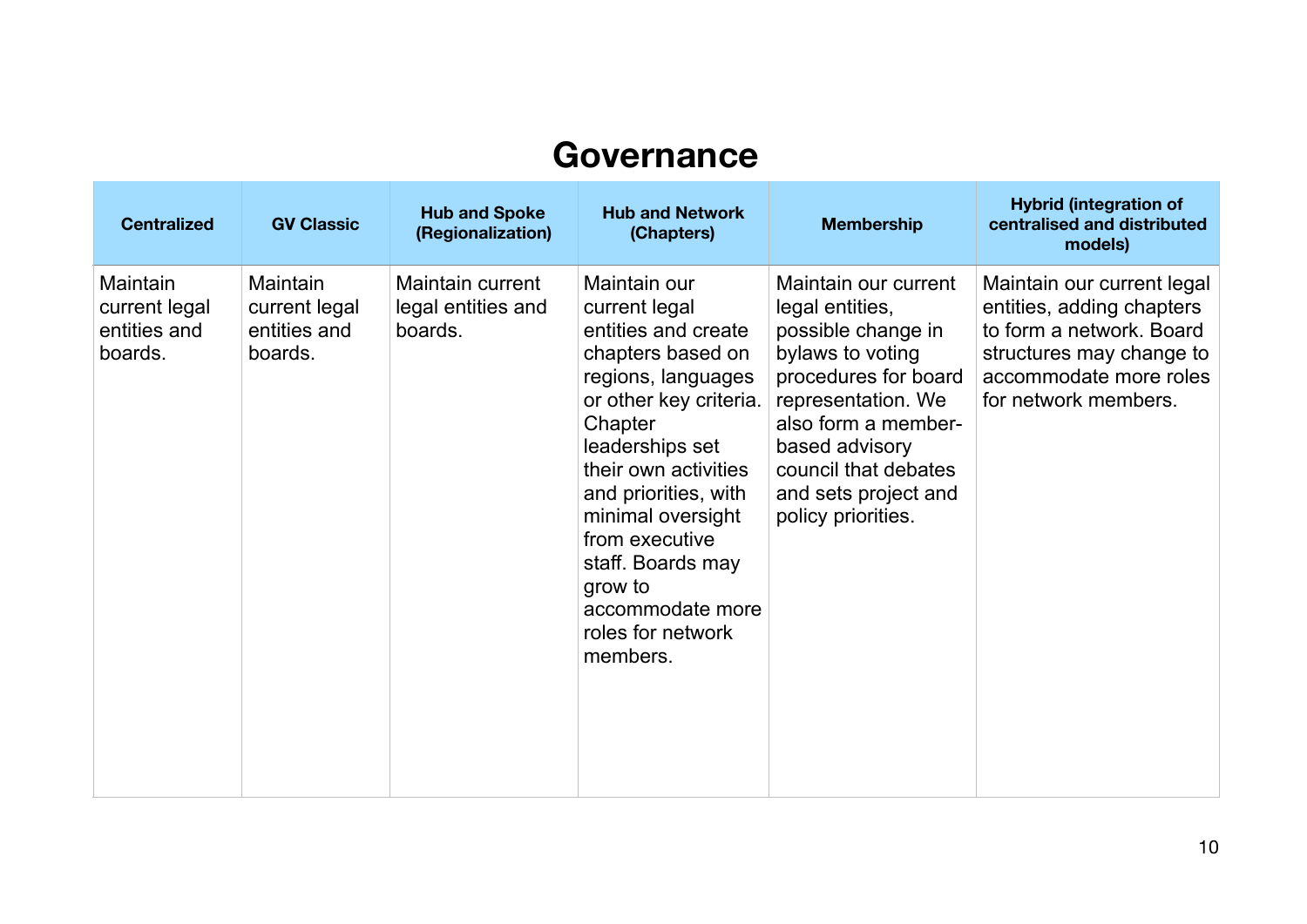# Governance

| Centralized | GV Classic | Hub and Spoke (Regionalization) | Hub and Network (Chapters) | Membership | Hybrid (integration of centralised and distributed models) |
|---|---|---|---|---|---|
| Maintain current legal entities and boards. | Maintain current legal entities and boards. | Maintain current legal entities and boards. | Maintain our current legal entities and create chapters based on regions, languages or other key criteria. Chapter leaderships set their own activities and priorities, with minimal oversight from executive staff. Boards may grow to accommodate more roles for network members. | Maintain our current legal entities, possible change in bylaws to voting procedures for board representation. We also form a member-based advisory council that debates and sets project and policy priorities. | Maintain our current legal entities, adding chapters to form a network. Board structures may change to accommodate more roles for network members. |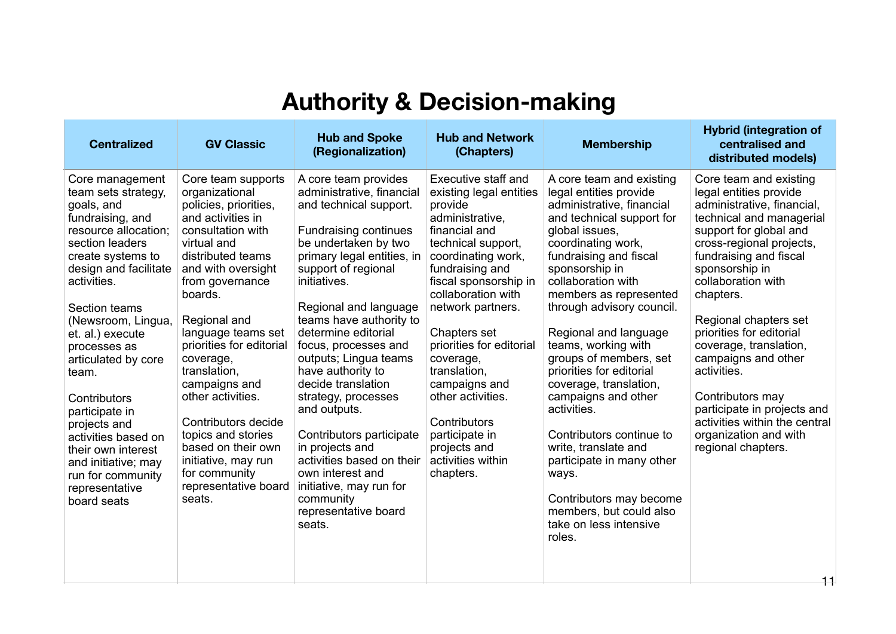# Authority & Decision-making

| Centralized | GV Classic | Hub and Spoke (Regionalization) | Hub and Network (Chapters) | Membership | Hybrid (integration of centralised and distributed models) |
|---|---|---|---|---|---|
| Core management team sets strategy, goals, and fundraising, and resource allocation; section leaders create systems to design and facilitate activities.<br><br>Section teams (Newsroom, Lingua, et. al.) execute processes as articulated by core team.<br><br>Contributors participate in projects and activities based on their own interest and initiative; may run for community representative board seats | Core team supports organizational policies, priorities, and activities in consultation with virtual and distributed teams and with oversight from governance boards.<br><br>Regional and language teams set priorities for editorial coverage, translation, campaigns and other activities.<br><br>Contributors decide topics and stories based on their own initiative, may run for community representative board seats. | A core team provides administrative, financial and technical support.<br><br>Fundraising continues be undertaken by two primary legal entities, in support of regional initiatives.<br><br>Regional and language teams have authority to determine editorial focus, processes and outputs; Lingua teams have authority to decide translation strategy, processes and outputs.<br><br>Contributors participate in projects and activities based on their own interest and initiative, may run for community representative board seats. | Executive staff and existing legal entities provide administrative, financial and technical support, coordinating work, fundraising and fiscal sponsorship in collaboration with network partners.<br><br>Chapters set priorities for editorial coverage, translation, campaigns and other activities.<br><br>Contributors participate in projects and activities within chapters. | A core team and existing legal entities provide administrative, financial and technical support for global issues, coordinating work, fundraising and fiscal sponsorship in collaboration with members as represented through advisory council.<br><br>Regional and language teams, working with groups of members, set priorities for editorial coverage, translation, campaigns and other activities.<br><br>Contributors continue to write, translate and participate in many other ways.<br><br>Contributors may become members, but could also take on less intensive roles. | Core team and existing legal entities provide administrative, financial, technical and managerial support for global and cross-regional projects, fundraising and fiscal sponsorship in collaboration with chapters.<br><br>Regional chapters set priorities for editorial coverage, translation, campaigns and other activities.<br><br>Contributors may participate in projects and activities within the central organization and with regional chapters. |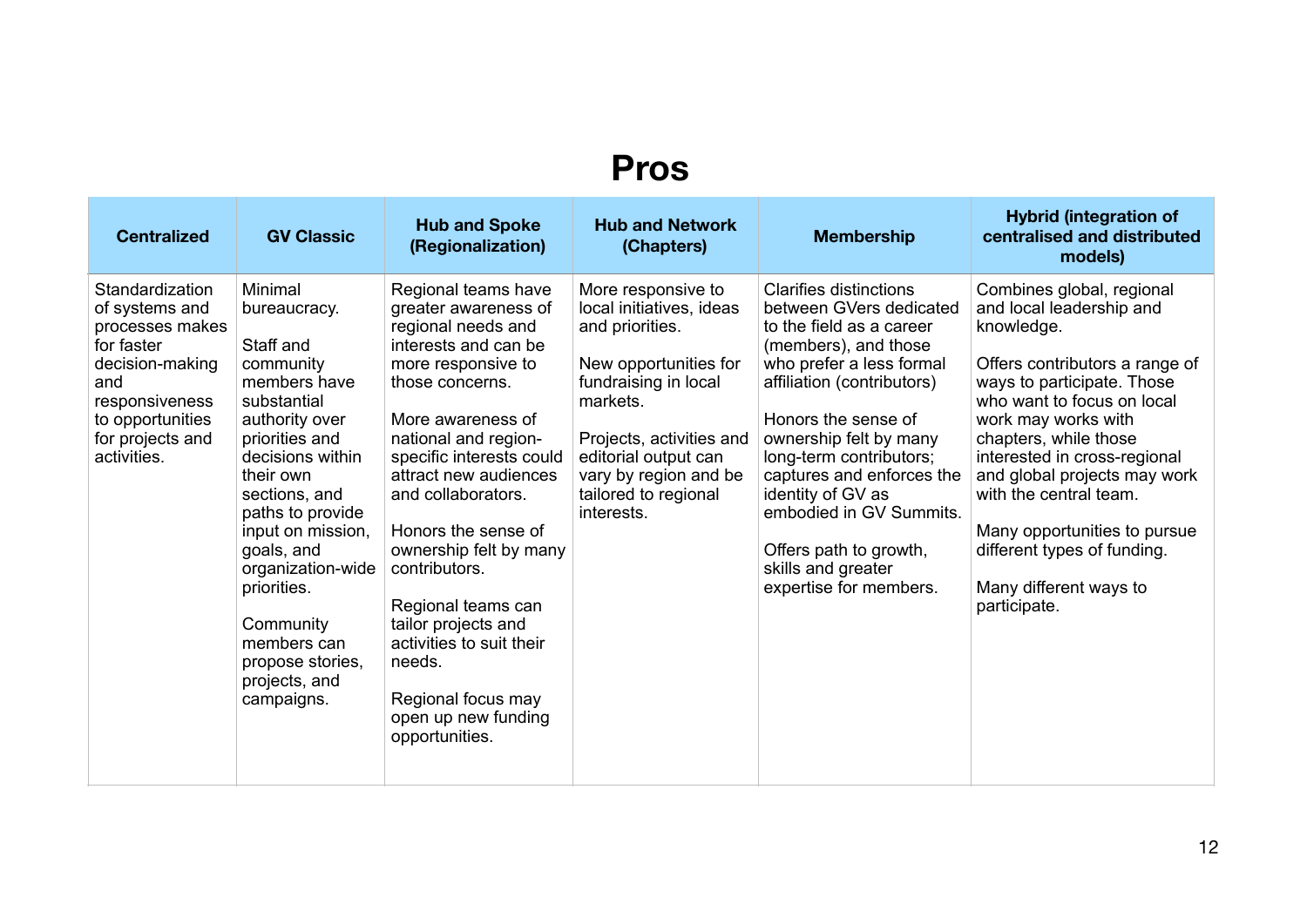# Pros

| Centralized | GV Classic | Hub and Spoke (Regionalization) | Hub and Network (Chapters) | Membership | Hybrid (integration of centralised and distributed models) |
|---|---|---|---|---|---|
| Standardization of systems and processes makes for faster decision-making and responsiveness to opportunities for projects and activities. | Minimal bureaucracy.<br><br>Staff and community members have substantial authority over priorities and decisions within their own sections, and paths to provide input on mission, goals, and organization-wide priorities.<br><br>Community members can propose stories, projects, and campaigns. | Regional teams have greater awareness of regional needs and interests and can be more responsive to those concerns.<br><br>More awareness of national and region-specific interests could attract new audiences and collaborators.<br><br>Honors the sense of ownership felt by many contributors.<br><br>Regional teams can tailor projects and activities to suit their needs.<br><br>Regional focus may open up new funding opportunities. | More responsive to local initiatives, ideas and priorities.<br><br>New opportunities for fundraising in local markets.<br><br>Projects, activities and editorial output can vary by region and be tailored to regional interests. | Clarifies distinctions between GVers dedicated to the field as a career (members), and those who prefer a less formal affiliation (contributors)<br><br>Honors the sense of ownership felt by many long-term contributors; captures and enforces the identity of GV as embodied in GV Summits.<br><br>Offers path to growth, skills and greater expertise for members. | Combines global, regional and local leadership and knowledge.<br><br>Offers contributors a range of ways to participate. Those who want to focus on local work may works with chapters, while those interested in cross-regional and global projects may work with the central team.<br><br>Many opportunities to pursue different types of funding.<br><br>Many different ways to participate. |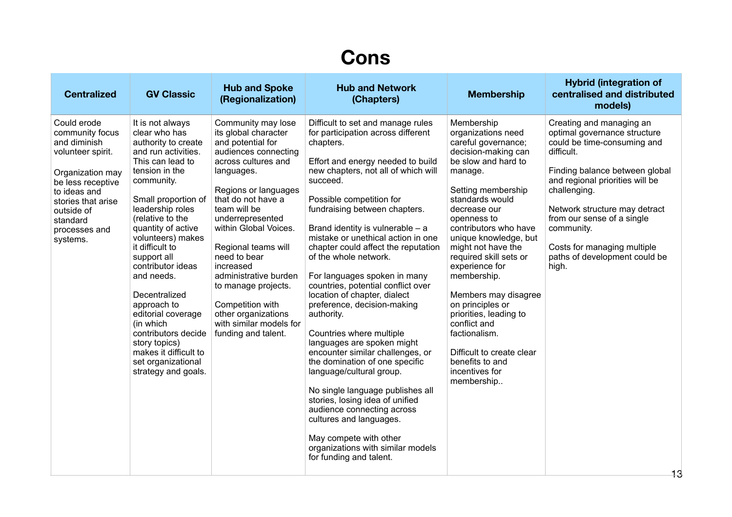# Cons

| Centralized | GV Classic | Hub and Spoke (Regionalization) | Hub and Network (Chapters) | Membership | Hybrid (integration of centralised and distributed models) |
|---|---|---|---|---|---|
| Could erode community focus and diminish volunteer spirit.<br><br>Organization may be less receptive to ideas and stories that arise outside of standard processes and systems. | It is not always clear who has authority to create and run activities. This can lead to tension in the community.<br><br>Small proportion of leadership roles (relative to the quantity of active volunteers) makes it difficult to support all contributor ideas and needs.<br><br>Decentralized approach to editorial coverage (in which contributors decide story topics) makes it difficult to set organizational strategy and goals. | Community may lose its global character and potential for audiences connecting across cultures and languages.<br><br>Regions or languages that do not have a team will be underrepresented within Global Voices.<br><br>Regional teams will need to bear increased administrative burden to manage projects.<br><br>Competition with other organizations with similar models for funding and talent. | Difficult to set and manage rules for participation across different chapters.<br><br>Effort and energy needed to build new chapters, not all of which will succeed.<br><br>Possible competition for fundraising between chapters.<br><br>Brand identity is vulnerable – a mistake or unethical action in one chapter could affect the reputation of the whole network.<br><br>For languages spoken in many countries, potential conflict over location of chapter, dialect preference, decision-making authority.<br><br>Countries where multiple languages are spoken might encounter similar challenges, or the domination of one specific language/cultural group.<br><br>No single language publishes all stories, losing idea of unified audience connecting across cultures and languages.<br><br>May compete with other organizations with similar models for funding and talent. | Membership organizations need careful governance; decision-making can be slow and hard to manage.<br><br>Setting membership standards would decrease our openness to contributors who have unique knowledge, but might not have the required skill sets or experience for membership.<br><br>Members may disagree on principles or priorities, leading to conflict and factionalism.<br><br>Difficult to create clear benefits to and incentives for membership.. | Creating and managing an optimal governance structure could be time-consuming and difficult.<br><br>Finding balance between global and regional priorities will be challenging.<br><br>Network structure may detract from our sense of a single community.<br><br>Costs for managing multiple paths of development could be high. |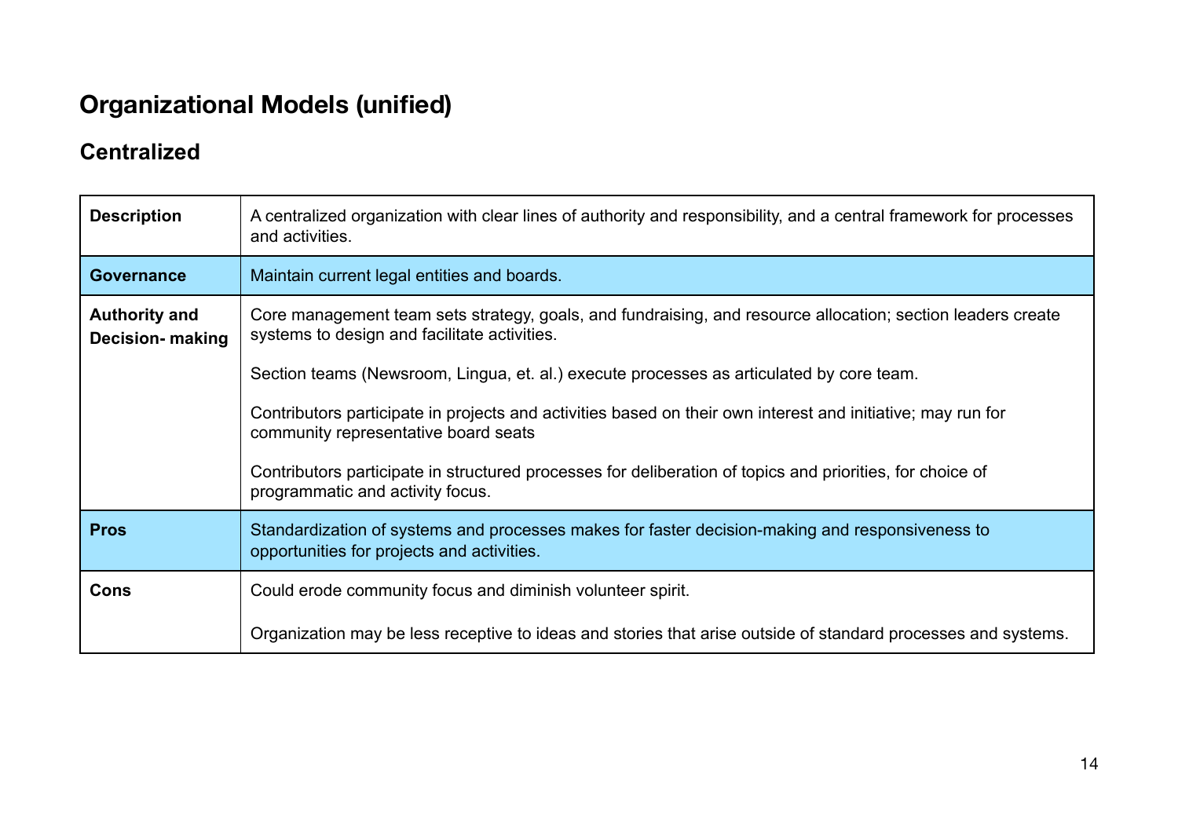# Organizational Models (unified)

## Centralized

| | |
|---|---|
| **Description** | A centralized organization with clear lines of authority and responsibility, and a central framework for processes and activities. |
| **Governance** | Maintain current legal entities and boards. |
| **Authority and Decision- making** | Core management team sets strategy, goals, and fundraising, and resource allocation; section leaders create systems to design and facilitate activities.<br><br>Section teams (Newsroom, Lingua, et. al.) execute processes as articulated by core team.<br><br>Contributors participate in projects and activities based on their own interest and initiative; may run for community representative board seats<br><br>Contributors participate in structured processes for deliberation of topics and priorities, for choice of programmatic and activity focus. |
| **Pros** | Standardization of systems and processes makes for faster decision-making and responsiveness to opportunities for projects and activities. |
| **Cons** | Could erode community focus and diminish volunteer spirit.<br><br>Organization may be less receptive to ideas and stories that arise outside of standard processes and systems. |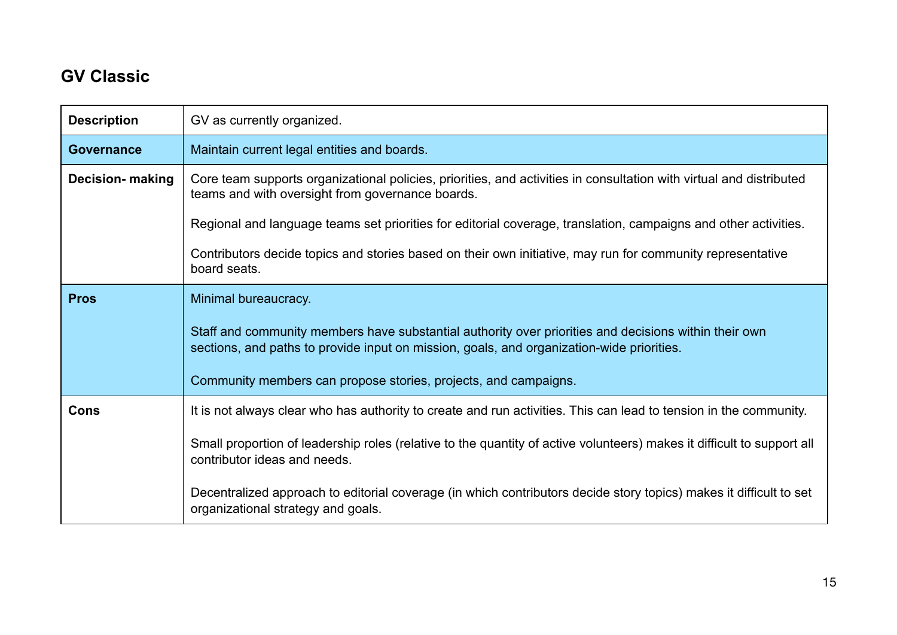## GV Classic

| | |
|---|---|
| **Description** | GV as currently organized. |
| **Governance** | Maintain current legal entities and boards. |
| **Decision- making** | Core team supports organizational policies, priorities, and activities in consultation with virtual and distributed teams and with oversight from governance boards.<br><br>Regional and language teams set priorities for editorial coverage, translation, campaigns and other activities.<br><br>Contributors decide topics and stories based on their own initiative, may run for community representative board seats. |
| **Pros** | Minimal bureaucracy.<br><br>Staff and community members have substantial authority over priorities and decisions within their own sections, and paths to provide input on mission, goals, and organization-wide priorities.<br><br>Community members can propose stories, projects, and campaigns. |
| **Cons** | It is not always clear who has authority to create and run activities. This can lead to tension in the community.<br><br>Small proportion of leadership roles (relative to the quantity of active volunteers) makes it difficult to support all contributor ideas and needs.<br><br>Decentralized approach to editorial coverage (in which contributors decide story topics) makes it difficult to set organizational strategy and goals. |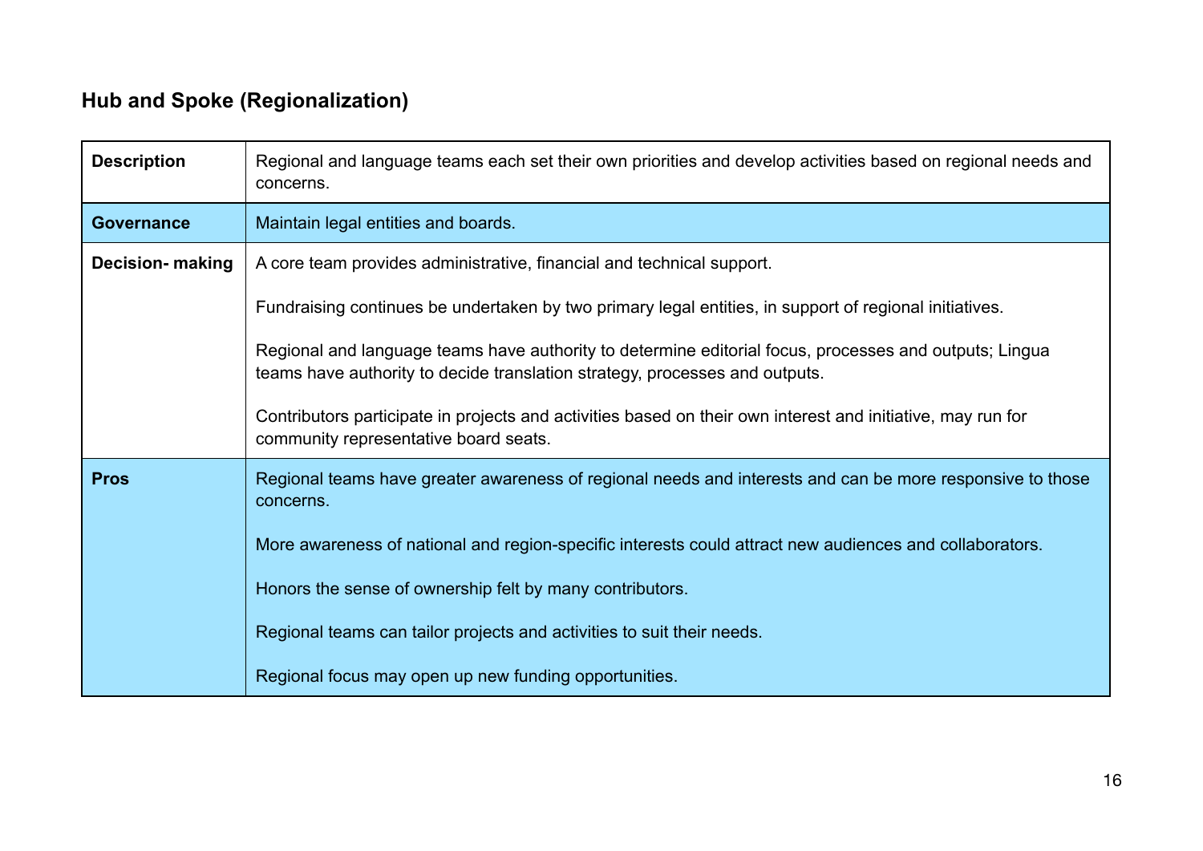## Hub and Spoke (Regionalization)

| | |
|---|---|
| **Description** | Regional and language teams each set their own priorities and develop activities based on regional needs and concerns. |
| **Governance** | Maintain legal entities and boards. |
| **Decision- making** | A core team provides administrative, financial and technical support.<br><br>Fundraising continues be undertaken by two primary legal entities, in support of regional initiatives.<br><br>Regional and language teams have authority to determine editorial focus, processes and outputs; Lingua teams have authority to decide translation strategy, processes and outputs.<br><br>Contributors participate in projects and activities based on their own interest and initiative, may run for community representative board seats. |
| **Pros** | Regional teams have greater awareness of regional needs and interests and can be more responsive to those concerns.<br><br>More awareness of national and region-specific interests could attract new audiences and collaborators.<br><br>Honors the sense of ownership felt by many contributors.<br><br>Regional teams can tailor projects and activities to suit their needs.<br><br>Regional focus may open up new funding opportunities. |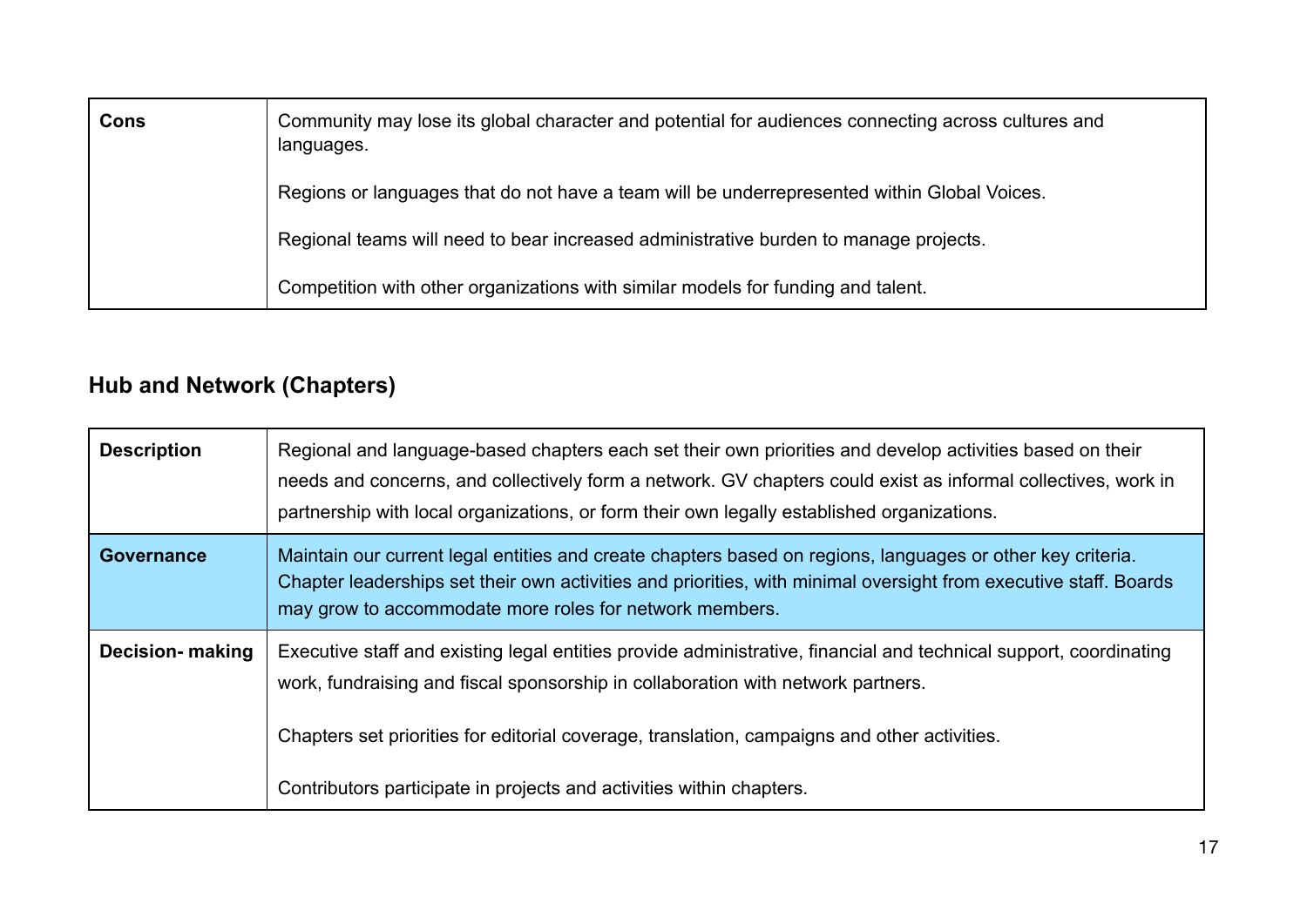| Cons | Community may lose its global character and potential for audiences connecting across cultures and languages.<br><br>Regions or languages that do not have a team will be underrepresented within Global Voices.<br><br>Regional teams will need to bear increased administrative burden to manage projects.<br><br>Competition with other organizations with similar models for funding and talent. |
|---|---|

### Hub and Network (Chapters)

| | |
|---|---|
| **Description** | Regional and language-based chapters each set their own priorities and develop activities based on their needs and concerns, and collectively form a network. GV chapters could exist as informal collectives, work in partnership with local organizations, or form their own legally established organizations. |
| **Governance** | Maintain our current legal entities and create chapters based on regions, languages or other key criteria. Chapter leaderships set their own activities and priorities, with minimal oversight from executive staff. Boards may grow to accommodate more roles for network members. |
| **Decision- making** | Executive staff and existing legal entities provide administrative, financial and technical support, coordinating work, fundraising and fiscal sponsorship in collaboration with network partners.<br><br>Chapters set priorities for editorial coverage, translation, campaigns and other activities.<br><br>Contributors participate in projects and activities within chapters. |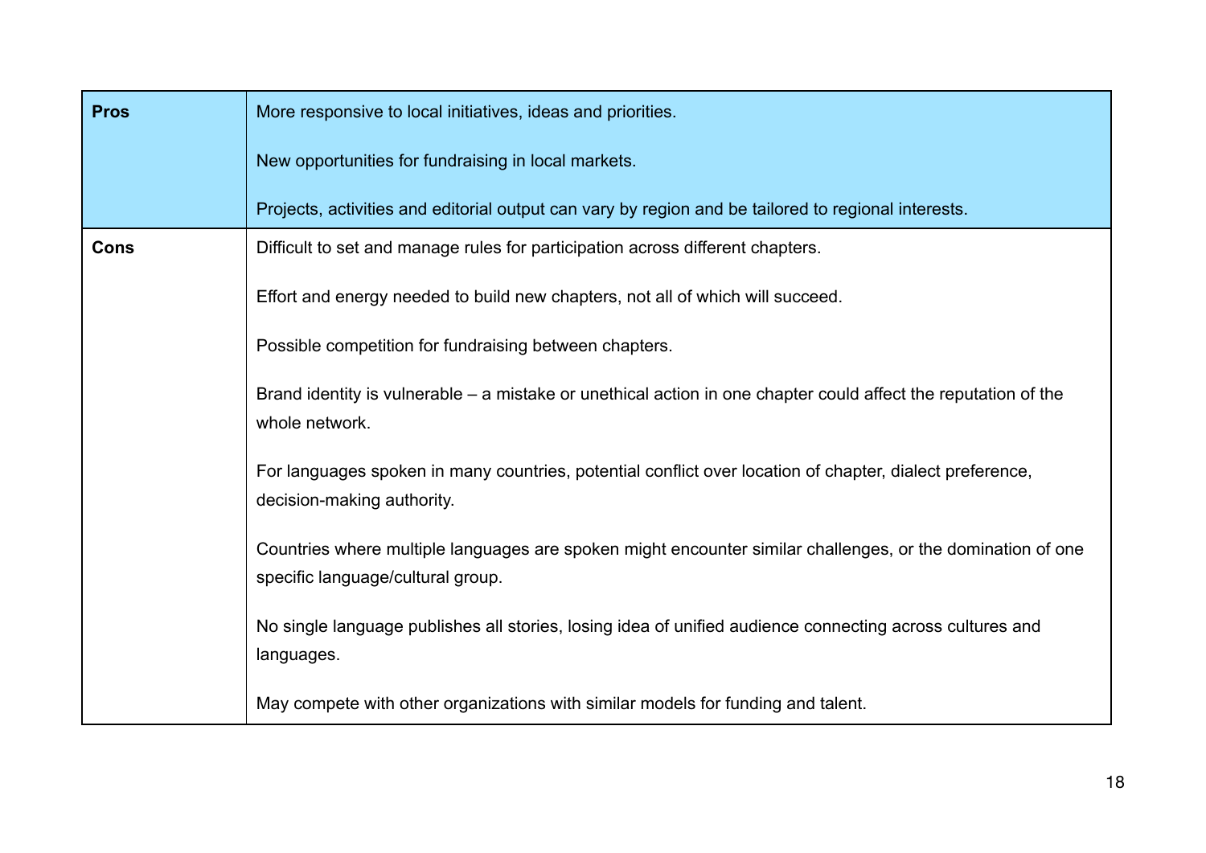| **Pros** | More responsive to local initiatives, ideas and priorities.<br><br>New opportunities for fundraising in local markets.<br><br>Projects, activities and editorial output can vary by region and be tailored to regional interests. |
|---|---|
| **Cons** | Difficult to set and manage rules for participation across different chapters.<br><br>Effort and energy needed to build new chapters, not all of which will succeed.<br><br>Possible competition for fundraising between chapters.<br><br>Brand identity is vulnerable – a mistake or unethical action in one chapter could affect the reputation of the whole network.<br><br>For languages spoken in many countries, potential conflict over location of chapter, dialect preference, decision-making authority.<br><br>Countries where multiple languages are spoken might encounter similar challenges, or the domination of one specific language/cultural group.<br><br>No single language publishes all stories, losing idea of unified audience connecting across cultures and languages.<br><br>May compete with other organizations with similar models for funding and talent. |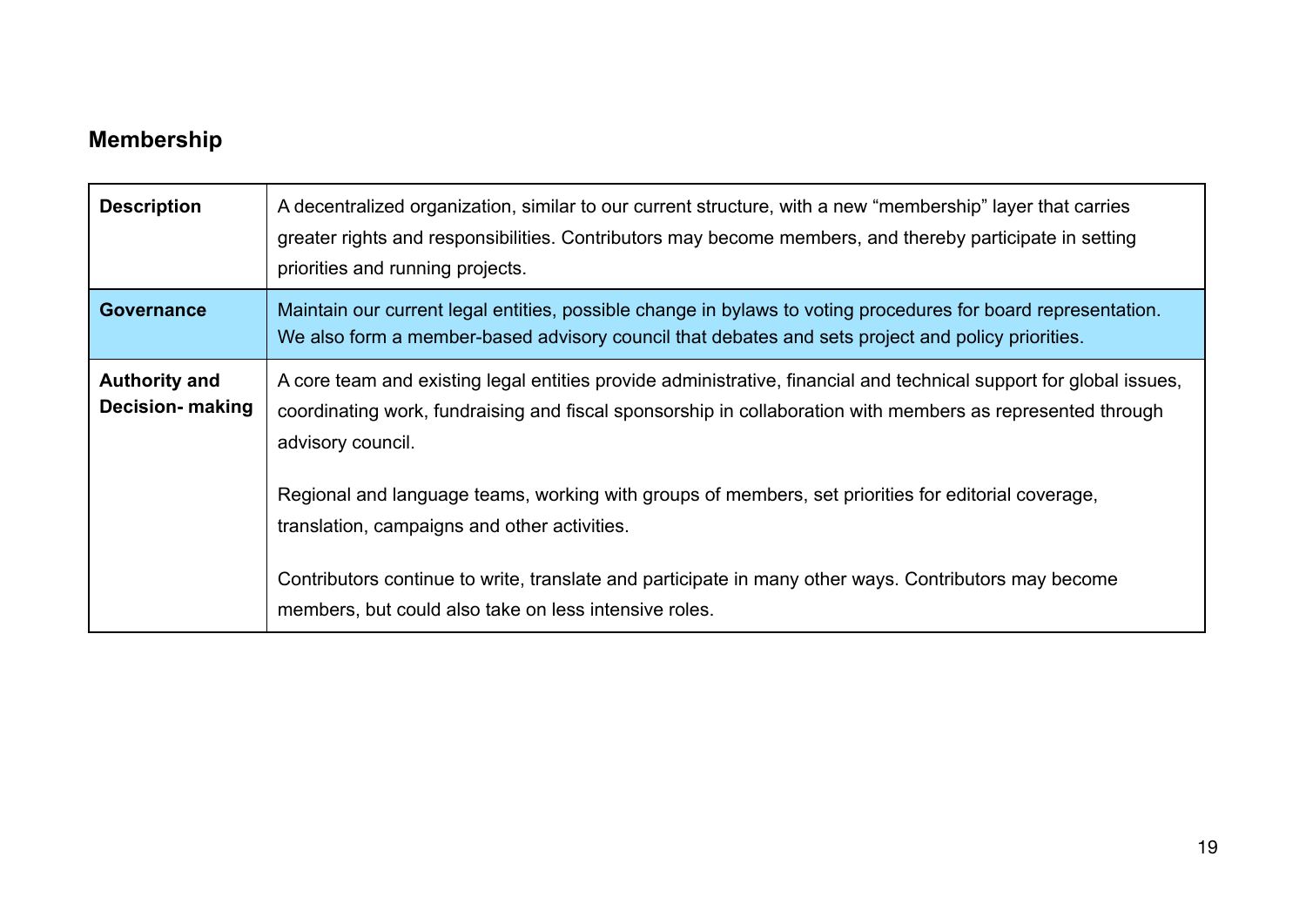## Membership

| | |
|---|---|
| **Description** | A decentralized organization, similar to our current structure, with a new "membership" layer that carries greater rights and responsibilities. Contributors may become members, and thereby participate in setting priorities and running projects. |
| **Governance** | Maintain our current legal entities, possible change in bylaws to voting procedures for board representation. We also form a member-based advisory council that debates and sets project and policy priorities. |
| **Authority and Decision- making** | A core team and existing legal entities provide administrative, financial and technical support for global issues, coordinating work, fundraising and fiscal sponsorship in collaboration with members as represented through advisory council.<br><br>Regional and language teams, working with groups of members, set priorities for editorial coverage, translation, campaigns and other activities.<br><br>Contributors continue to write, translate and participate in many other ways. Contributors may become members, but could also take on less intensive roles. |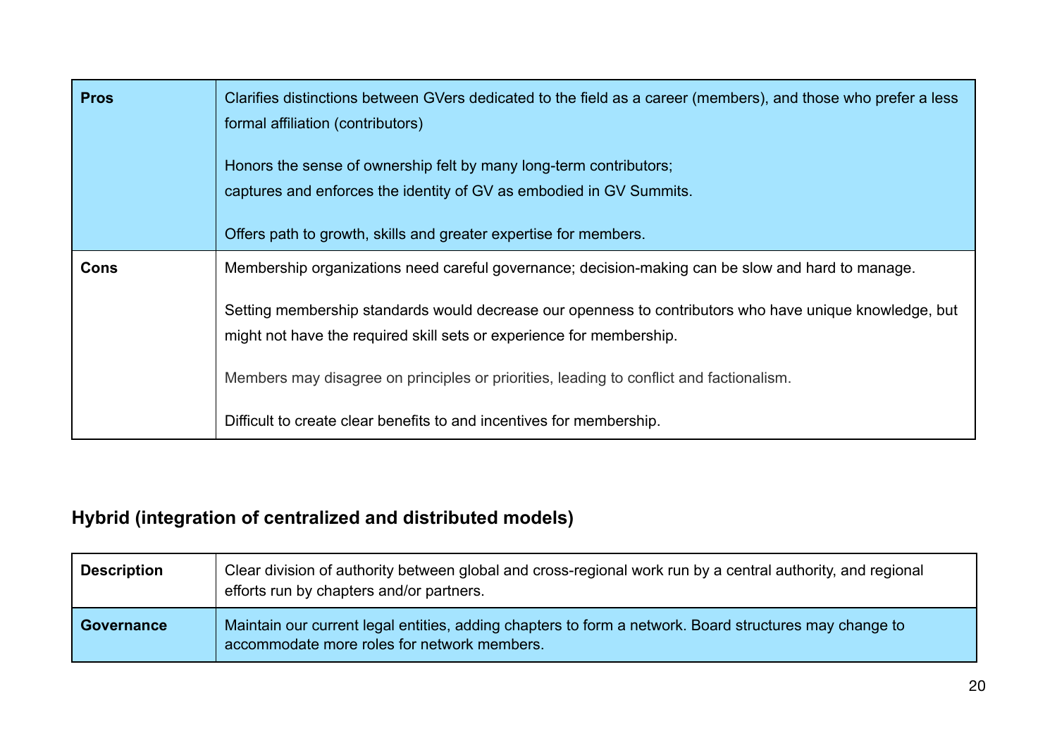| | |
|---|---|
| **Pros** | Clarifies distinctions between GVers dedicated to the field as a career (members), and those who prefer a less formal affiliation (contributors)<br><br>Honors the sense of ownership felt by many long-term contributors;<br>captures and enforces the identity of GV as embodied in GV Summits.<br><br>Offers path to growth, skills and greater expertise for members. |
| **Cons** | Membership organizations need careful governance; decision-making can be slow and hard to manage.<br><br>Setting membership standards would decrease our openness to contributors who have unique knowledge, but might not have the required skill sets or experience for membership.<br><br>Members may disagree on principles or priorities, leading to conflict and factionalism.<br><br>Difficult to create clear benefits to and incentives for membership. |

### Hybrid (integration of centralized and distributed models)

| | |
|---|---|
| **Description** | Clear division of authority between global and cross-regional work run by a central authority, and regional efforts run by chapters and/or partners. |
| **Governance** | Maintain our current legal entities, adding chapters to form a network. Board structures may change to accommodate more roles for network members. |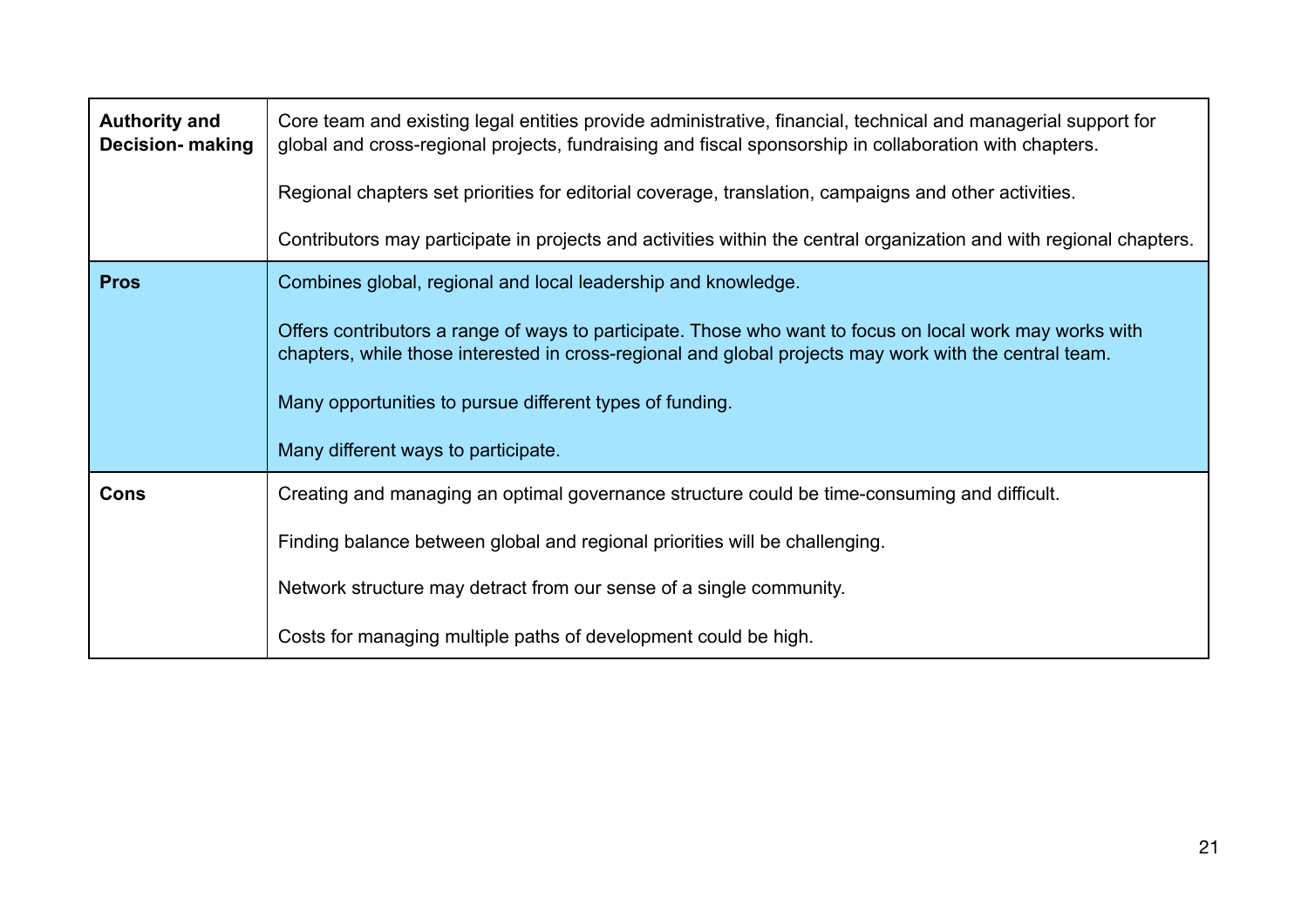| | |
|---|---|
| **Authority and Decision- making** | Core team and existing legal entities provide administrative, financial, technical and managerial support for global and cross-regional projects, fundraising and fiscal sponsorship in collaboration with chapters.<br><br>Regional chapters set priorities for editorial coverage, translation, campaigns and other activities.<br><br>Contributors may participate in projects and activities within the central organization and with regional chapters. |
| **Pros** | Combines global, regional and local leadership and knowledge.<br><br>Offers contributors a range of ways to participate. Those who want to focus on local work may works with chapters, while those interested in cross-regional and global projects may work with the central team.<br><br>Many opportunities to pursue different types of funding.<br><br>Many different ways to participate. |
| **Cons** | Creating and managing an optimal governance structure could be time-consuming and difficult.<br><br>Finding balance between global and regional priorities will be challenging.<br><br>Network structure may detract from our sense of a single community.<br><br>Costs for managing multiple paths of development could be high. |